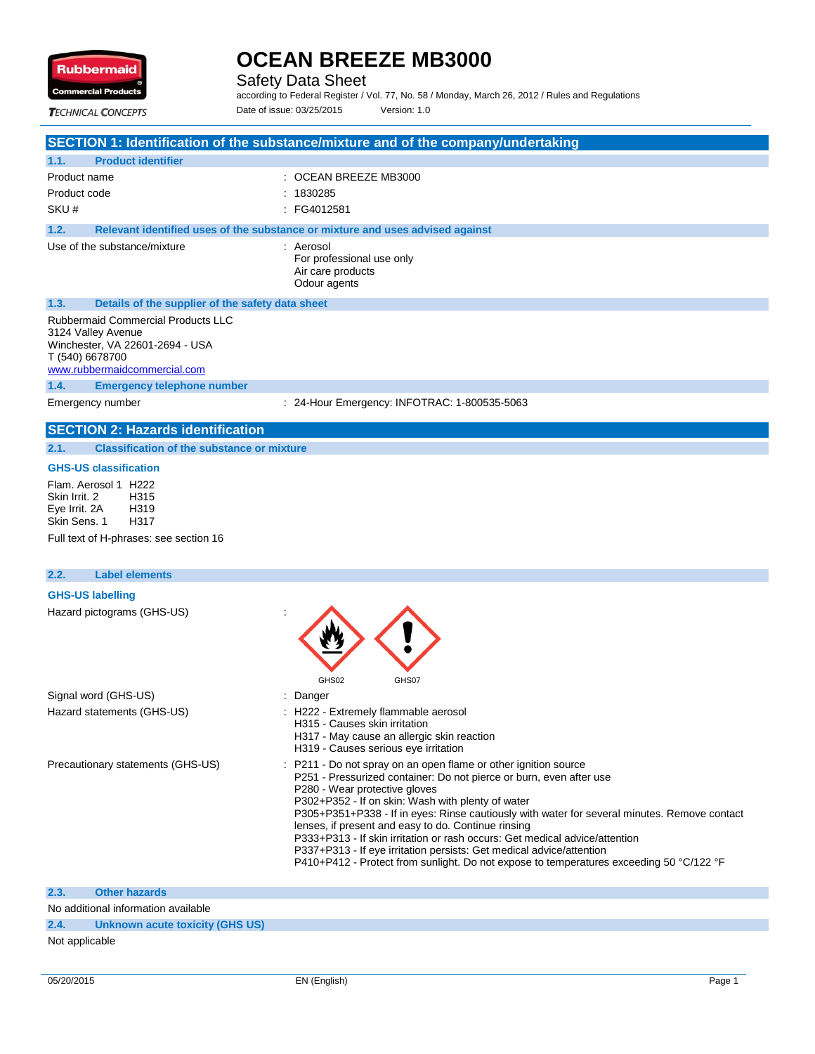# OCEAN BREEZE MB3000

Safety Data Sheet

according to Federal Register / Vol. 77, No. 58 / Monday, March 26, 2012 / Rules and Regulations

Date of issue: 03/25/2015 Version: 1.0

## SECTION 1: Identification of the substance/mixture and of the company/undertaking

### 1.1. Product identifier

Product name : OCEAN BREEZE MB3000

Product code : 1830285

SKU # : FG4012581

### 1.2. Relevant identified uses of the substance or mixture and uses advised against

Use of the substance/mixture : Aerosol
For professional use only
Air care products
Odour agents

### 1.3. Details of the supplier of the safety data sheet

Rubbermaid Commercial Products LLC
3124 Valley Avenue
Winchester, VA 22601-2694 - USA
T (540) 6678700
www.rubbermaidcommercial.com

### 1.4. Emergency telephone number

Emergency number : 24-Hour Emergency: INFOTRAC: 1-800535-5063

## SECTION 2: Hazards identification

### 2.1. Classification of the substance or mixture

**GHS-US classification**

Flam. Aerosol 1 H222
Skin Irrit. 2 H315
Eye Irrit. 2A H319
Skin Sens. 1 H317

Full text of H-phrases: see section 16

### 2.2. Label elements

**GHS-US labelling**

Hazard pictograms (GHS-US) :

GHS02 GHS07

Signal word (GHS-US) : Danger

Hazard statements (GHS-US) : H222 - Extremely flammable aerosol
H315 - Causes skin irritation
H317 - May cause an allergic skin reaction
H319 - Causes serious eye irritation

Precautionary statements (GHS-US) : P211 - Do not spray on an open flame or other ignition source
P251 - Pressurized container: Do not pierce or burn, even after use
P280 - Wear protective gloves
P302+P352 - If on skin: Wash with plenty of water
P305+P351+P338 - If in eyes: Rinse cautiously with water for several minutes. Remove contact lenses, if present and easy to do. Continue rinsing
P333+P313 - If skin irritation or rash occurs: Get medical advice/attention
P337+P313 - If eye irritation persists: Get medical advice/attention
P410+P412 - Protect from sunlight. Do not expose to temperatures exceeding 50 °C/122 °F

### 2.3. Other hazards

No additional information available

### 2.4. Unknown acute toxicity (GHS US)

Not applicable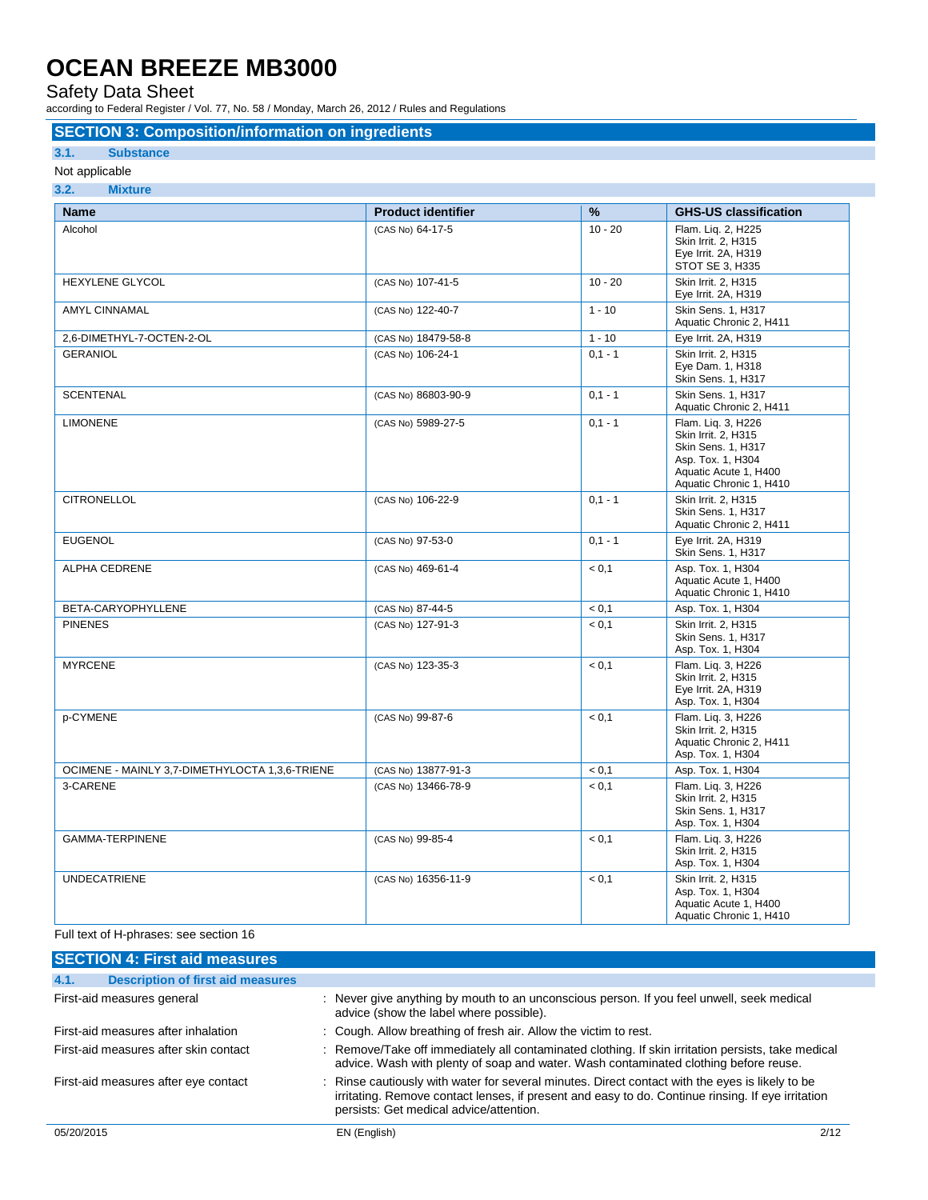## SECTION 3: Composition/information on ingredients

### 3.1. Substance

Not applicable

### 3.2. Mixture

| Name | Product identifier | % | GHS-US classification |
|---|---|---|---|
| Alcohol | (CAS No) 64-17-5 | 10 - 20 | Flam. Liq. 2, H225<br>Skin Irrit. 2, H315<br>Eye Irrit. 2A, H319<br>STOT SE 3, H335 |
| HEXYLENE GLYCOL | (CAS No) 107-41-5 | 10 - 20 | Skin Irrit. 2, H315<br>Eye Irrit. 2A, H319 |
| AMYL CINNAMAL | (CAS No) 122-40-7 | 1 - 10 | Skin Sens. 1, H317<br>Aquatic Chronic 2, H411 |
| 2,6-DIMETHYL-7-OCTEN-2-OL | (CAS No) 18479-58-8 | 1 - 10 | Eye Irrit. 2A, H319 |
| GERANIOL | (CAS No) 106-24-1 | 0,1 - 1 | Skin Irrit. 2, H315<br>Eye Dam. 1, H318<br>Skin Sens. 1, H317 |
| SCENTENAL | (CAS No) 86803-90-9 | 0,1 - 1 | Skin Sens. 1, H317<br>Aquatic Chronic 2, H411 |
| LIMONENE | (CAS No) 5989-27-5 | 0,1 - 1 | Flam. Liq. 3, H226<br>Skin Irrit. 2, H315<br>Skin Sens. 1, H317<br>Asp. Tox. 1, H304<br>Aquatic Acute 1, H400<br>Aquatic Chronic 1, H410 |
| CITRONELLOL | (CAS No) 106-22-9 | 0,1 - 1 | Skin Irrit. 2, H315<br>Skin Sens. 1, H317<br>Aquatic Chronic 2, H411 |
| EUGENOL | (CAS No) 97-53-0 | 0,1 - 1 | Eye Irrit. 2A, H319<br>Skin Sens. 1, H317 |
| ALPHA CEDRENE | (CAS No) 469-61-4 | < 0,1 | Asp. Tox. 1, H304<br>Aquatic Acute 1, H400<br>Aquatic Chronic 1, H410 |
| BETA-CARYOPHYLLENE | (CAS No) 87-44-5 | < 0,1 | Asp. Tox. 1, H304 |
| PINENES | (CAS No) 127-91-3 | < 0,1 | Skin Irrit. 2, H315<br>Skin Sens. 1, H317<br>Asp. Tox. 1, H304 |
| MYRCENE | (CAS No) 123-35-3 | < 0,1 | Flam. Liq. 3, H226<br>Skin Irrit. 2, H315<br>Eye Irrit. 2A, H319<br>Asp. Tox. 1, H304 |
| p-CYMENE | (CAS No) 99-87-6 | < 0,1 | Flam. Liq. 3, H226<br>Skin Irrit. 2, H315<br>Aquatic Chronic 2, H411<br>Asp. Tox. 1, H304 |
| OCIMENE - MAINLY 3,7-DIMETHYLOCTA 1,3,6-TRIENE | (CAS No) 13877-91-3 | < 0,1 | Asp. Tox. 1, H304 |
| 3-CARENE | (CAS No) 13466-78-9 | < 0,1 | Flam. Liq. 3, H226<br>Skin Irrit. 2, H315<br>Skin Sens. 1, H317<br>Asp. Tox. 1, H304 |
| GAMMA-TERPINENE | (CAS No) 99-85-4 | < 0,1 | Flam. Liq. 3, H226<br>Skin Irrit. 2, H315<br>Asp. Tox. 1, H304 |
| UNDECATRIENE | (CAS No) 16356-11-9 | < 0,1 | Skin Irrit. 2, H315<br>Asp. Tox. 1, H304<br>Aquatic Acute 1, H400<br>Aquatic Chronic 1, H410 |

Full text of H-phrases: see section 16

## SECTION 4: First aid measures

### 4.1. Description of first aid measures

First-aid measures general : Never give anything by mouth to an unconscious person. If you feel unwell, seek medical advice (show the label where possible).

First-aid measures after inhalation : Cough. Allow breathing of fresh air. Allow the victim to rest.

First-aid measures after skin contact : Remove/Take off immediately all contaminated clothing. If skin irritation persists, take medical advice. Wash with plenty of soap and water. Wash contaminated clothing before reuse.

First-aid measures after eye contact : Rinse cautiously with water for several minutes. Direct contact with the eyes is likely to be irritating. Remove contact lenses, if present and easy to do. Continue rinsing. If eye irritation persists: Get medical advice/attention.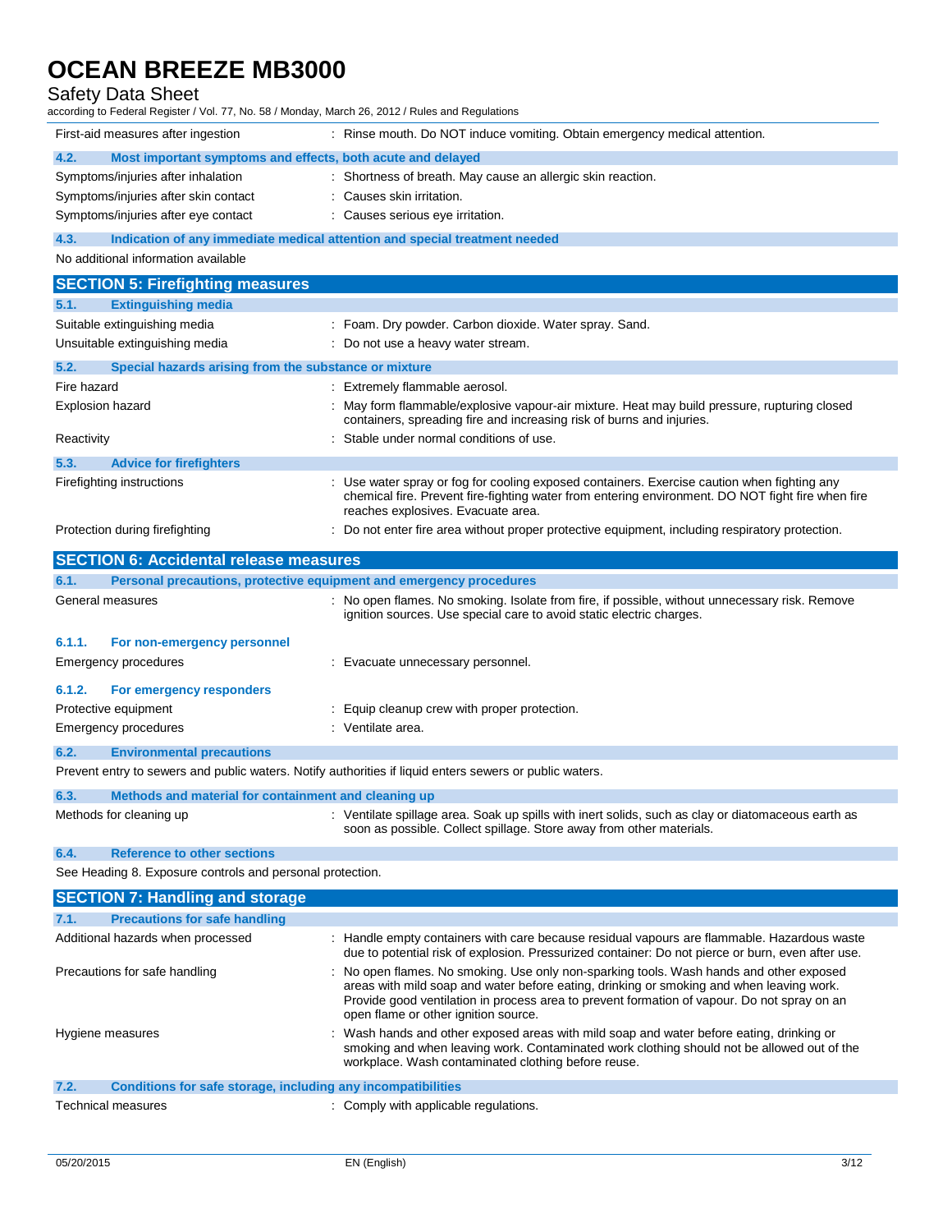| | |
|---|---|
| First-aid measures after ingestion | : Rinse mouth. Do NOT induce vomiting. Obtain emergency medical attention. |

### 4.2. Most important symptoms and effects, both acute and delayed

| | |
|---|---|
| Symptoms/injuries after inhalation | : Shortness of breath. May cause an allergic skin reaction. |
| Symptoms/injuries after skin contact | : Causes skin irritation. |
| Symptoms/injuries after eye contact | : Causes serious eye irritation. |

### 4.3. Indication of any immediate medical attention and special treatment needed

No additional information available

## SECTION 5: Firefighting measures

### 5.1. Extinguishing media

| | |
|---|---|
| Suitable extinguishing media | : Foam. Dry powder. Carbon dioxide. Water spray. Sand. |
| Unsuitable extinguishing media | : Do not use a heavy water stream. |

### 5.2. Special hazards arising from the substance or mixture

| | |
|---|---|
| Fire hazard | : Extremely flammable aerosol. |
| Explosion hazard | : May form flammable/explosive vapour-air mixture. Heat may build pressure, rupturing closed containers, spreading fire and increasing risk of burns and injuries. |
| Reactivity | : Stable under normal conditions of use. |

### 5.3. Advice for firefighters

| | |
|---|---|
| Firefighting instructions | : Use water spray or fog for cooling exposed containers. Exercise caution when fighting any chemical fire. Prevent fire-fighting water from entering environment. DO NOT fight fire when fire reaches explosives. Evacuate area. |
| Protection during firefighting | : Do not enter fire area without proper protective equipment, including respiratory protection. |

## SECTION 6: Accidental release measures

### 6.1. Personal precautions, protective equipment and emergency procedures

| | |
|---|---|
| General measures | : No open flames. No smoking. Isolate from fire, if possible, without unnecessary risk. Remove ignition sources. Use special care to avoid static electric charges. |

#### 6.1.1. For non-emergency personnel

| | |
|---|---|
| Emergency procedures | : Evacuate unnecessary personnel. |

#### 6.1.2. For emergency responders

| | |
|---|---|
| Protective equipment | : Equip cleanup crew with proper protection. |
| Emergency procedures | : Ventilate area. |

### 6.2. Environmental precautions

Prevent entry to sewers and public waters. Notify authorities if liquid enters sewers or public waters.

### 6.3. Methods and material for containment and cleaning up

| | |
|---|---|
| Methods for cleaning up | : Ventilate spillage area. Soak up spills with inert solids, such as clay or diatomaceous earth as soon as possible. Collect spillage. Store away from other materials. |

### 6.4. Reference to other sections

See Heading 8. Exposure controls and personal protection.

## SECTION 7: Handling and storage

### 7.1. Precautions for safe handling

| | |
|---|---|
| Additional hazards when processed | : Handle empty containers with care because residual vapours are flammable. Hazardous waste due to potential risk of explosion. Pressurized container: Do not pierce or burn, even after use. |
| Precautions for safe handling | : No open flames. No smoking. Use only non-sparking tools. Wash hands and other exposed areas with mild soap and water before eating, drinking or smoking and when leaving work. Provide good ventilation in process area to prevent formation of vapour. Do not spray on an open flame or other ignition source. |
| Hygiene measures | : Wash hands and other exposed areas with mild soap and water before eating, drinking or smoking and when leaving work. Contaminated work clothing should not be allowed out of the workplace. Wash contaminated clothing before reuse. |

### 7.2. Conditions for safe storage, including any incompatibilities

| | |
|---|---|
| Technical measures | : Comply with applicable regulations. |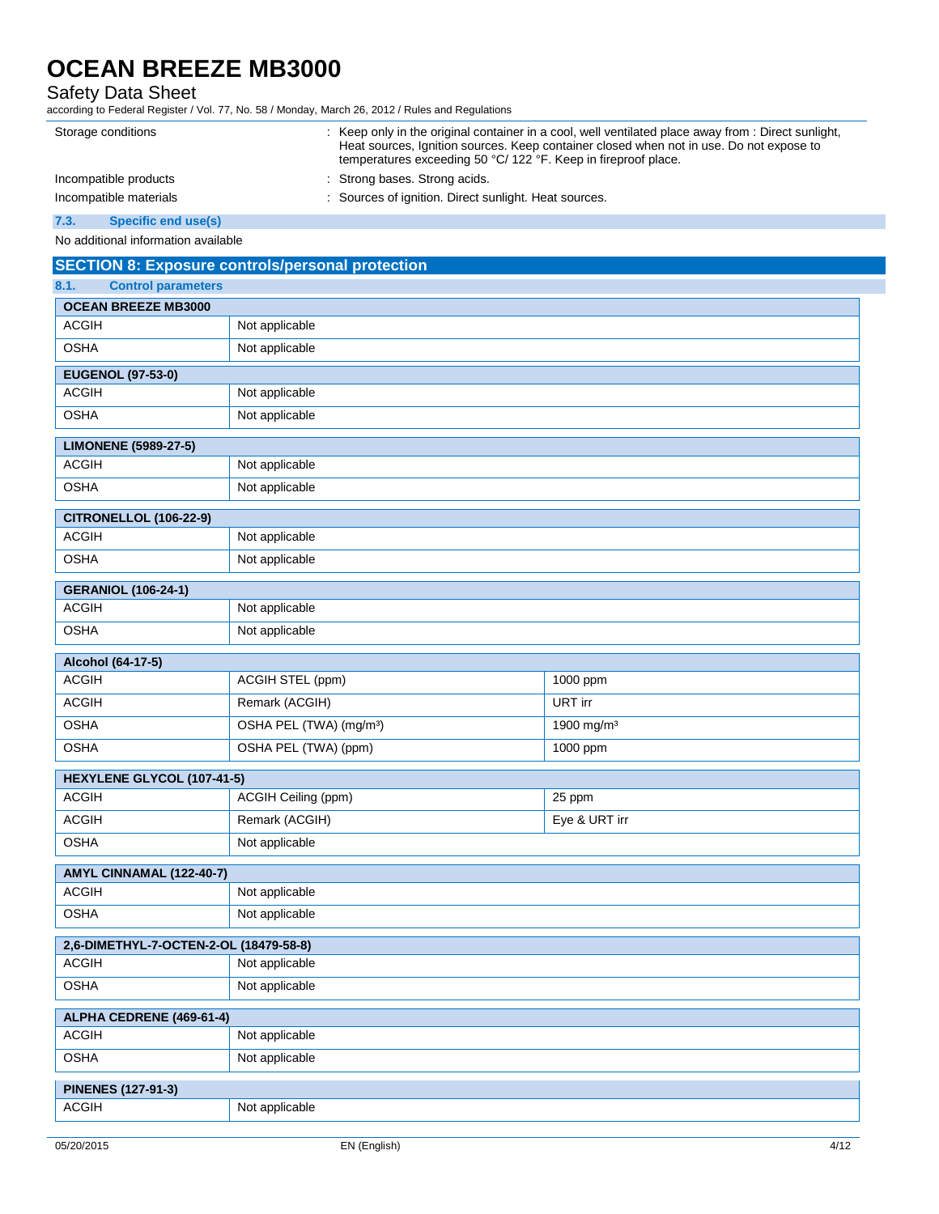| | |
|---|---|
| Storage conditions | : Keep only in the original container in a cool, well ventilated place away from : Direct sunlight, Heat sources, Ignition sources. Keep container closed when not in use. Do not expose to temperatures exceeding 50 °C/ 122 °F. Keep in fireproof place. |
| Incompatible products | : Strong bases. Strong acids. |
| Incompatible materials | : Sources of ignition. Direct sunlight. Heat sources. |

### 7.3. Specific end use(s)

No additional information available

## SECTION 8: Exposure controls/personal protection

### 8.1. Control parameters

| OCEAN BREEZE MB3000 | | |
|---|---|---|
| ACGIH | Not applicable | |
| OSHA | Not applicable | |

| EUGENOL (97-53-0) | | |
|---|---|---|
| ACGIH | Not applicable | |
| OSHA | Not applicable | |

| LIMONENE (5989-27-5) | | |
|---|---|---|
| ACGIH | Not applicable | |
| OSHA | Not applicable | |

| CITRONELLOL (106-22-9) | | |
|---|---|---|
| ACGIH | Not applicable | |
| OSHA | Not applicable | |

| GERANIOL (106-24-1) | | |
|---|---|---|
| ACGIH | Not applicable | |
| OSHA | Not applicable | |

| Alcohol (64-17-5) | | |
|---|---|---|
| ACGIH | ACGIH STEL (ppm) | 1000 ppm |
| ACGIH | Remark (ACGIH) | URT irr |
| OSHA | OSHA PEL (TWA) (mg/m³) | 1900 mg/m³ |
| OSHA | OSHA PEL (TWA) (ppm) | 1000 ppm |

| HEXYLENE GLYCOL (107-41-5) | | |
|---|---|---|
| ACGIH | ACGIH Ceiling (ppm) | 25 ppm |
| ACGIH | Remark (ACGIH) | Eye & URT irr |
| OSHA | Not applicable | |

| AMYL CINNAMAL (122-40-7) | | |
|---|---|---|
| ACGIH | Not applicable | |
| OSHA | Not applicable | |

| 2,6-DIMETHYL-7-OCTEN-2-OL (18479-58-8) | | |
|---|---|---|
| ACGIH | Not applicable | |
| OSHA | Not applicable | |

| ALPHA CEDRENE (469-61-4) | | |
|---|---|---|
| ACGIH | Not applicable | |
| OSHA | Not applicable | |

| PINENES (127-91-3) | | |
|---|---|---|
| ACGIH | Not applicable | |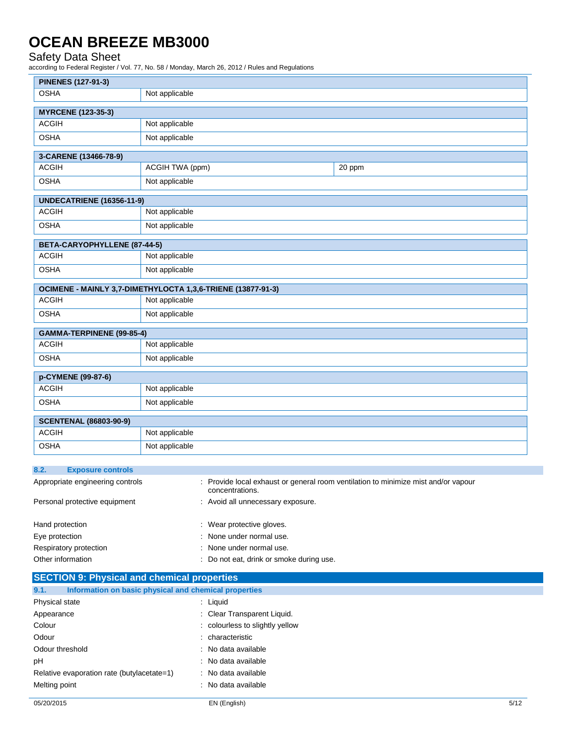| PINENES (127-91-3) | | |
|---|---|---|
| OSHA | Not applicable | |

| MYRCENE (123-35-3) | | |
|---|---|---|
| ACGIH | Not applicable | |
| OSHA | Not applicable | |

| 3-CARENE (13466-78-9) | | |
|---|---|---|
| ACGIH | ACGIH TWA (ppm) | 20 ppm |
| OSHA | Not applicable | |

| UNDECATRIENE (16356-11-9) | | |
|---|---|---|
| ACGIH | Not applicable | |
| OSHA | Not applicable | |

| BETA-CARYOPHYLLENE (87-44-5) | | |
|---|---|---|
| ACGIH | Not applicable | |
| OSHA | Not applicable | |

| OCIMENE - MAINLY 3,7-DIMETHYLOCTA 1,3,6-TRIENE (13877-91-3) | | |
|---|---|---|
| ACGIH | Not applicable | |
| OSHA | Not applicable | |

| GAMMA-TERPINENE (99-85-4) | | |
|---|---|---|
| ACGIH | Not applicable | |
| OSHA | Not applicable | |

| p-CYMENE (99-87-6) | | |
|---|---|---|
| ACGIH | Not applicable | |
| OSHA | Not applicable | |

| SCENTENAL (86803-90-9) | | |
|---|---|---|
| ACGIH | Not applicable | |
| OSHA | Not applicable | |

### 8.2. Exposure controls

Appropriate engineering controls : Provide local exhaust or general room ventilation to minimize mist and/or vapour concentrations.

Personal protective equipment : Avoid all unnecessary exposure.

Hand protection : Wear protective gloves.

Eye protection : None under normal use.

Respiratory protection : None under normal use.

Other information : Do not eat, drink or smoke during use.

## SECTION 9: Physical and chemical properties

### 9.1. Information on basic physical and chemical properties

Physical state : Liquid

Appearance : Clear Transparent Liquid.

Colour : colourless to slightly yellow

Odour : characteristic

Odour threshold : No data available

pH : No data available

Relative evaporation rate (butylacetate=1) : No data available

Melting point : No data available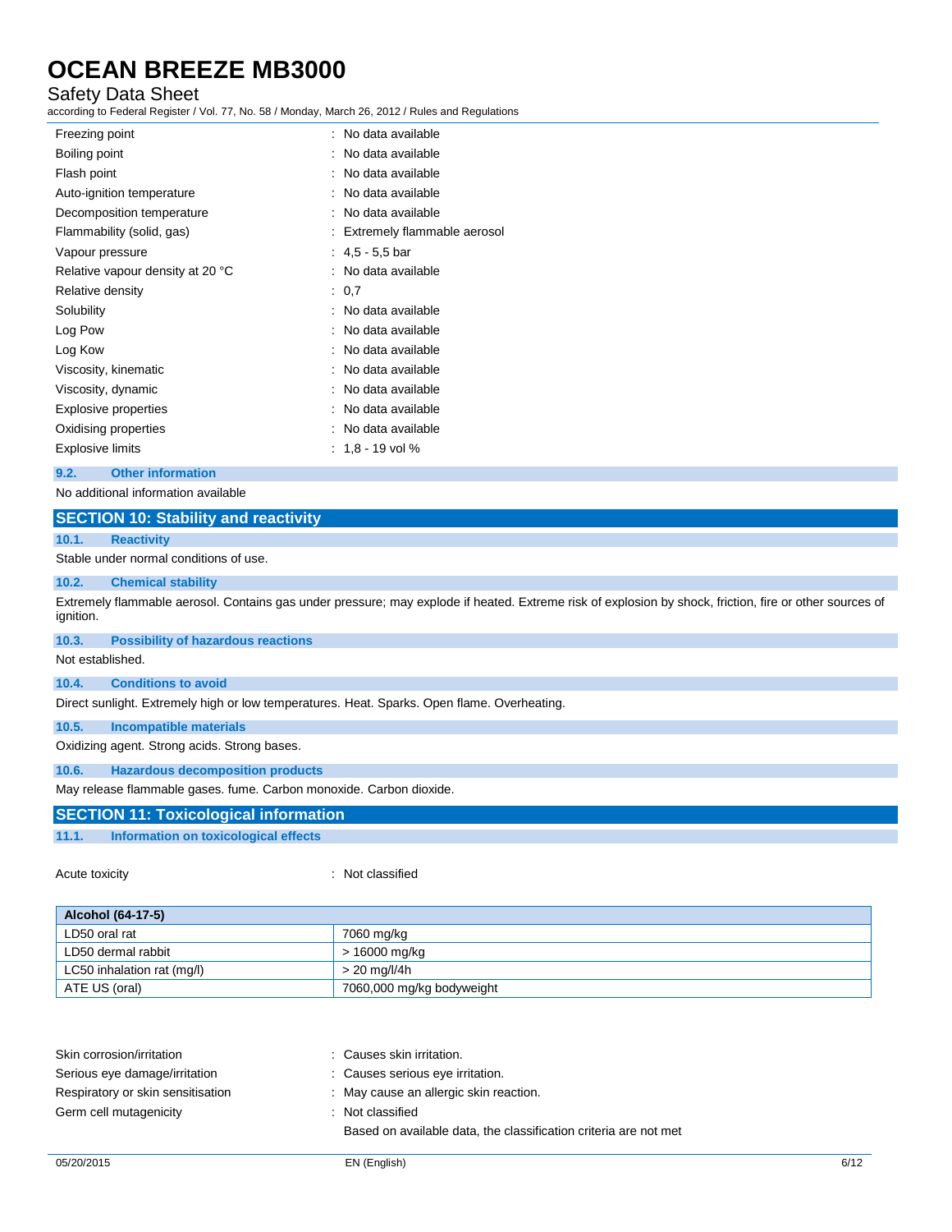| | |
|---|---|
| Freezing point | : No data available |
| Boiling point | : No data available |
| Flash point | : No data available |
| Auto-ignition temperature | : No data available |
| Decomposition temperature | : No data available |
| Flammability (solid, gas) | : Extremely flammable aerosol |
| Vapour pressure | : 4,5 - 5,5 bar |
| Relative vapour density at 20 °C | : No data available |
| Relative density | : 0,7 |
| Solubility | : No data available |
| Log Pow | : No data available |
| Log Kow | : No data available |
| Viscosity, kinematic | : No data available |
| Viscosity, dynamic | : No data available |
| Explosive properties | : No data available |
| Oxidising properties | : No data available |
| Explosive limits | : 1,8 - 19 vol % |

### 9.2. Other information

No additional information available

## SECTION 10: Stability and reactivity

### 10.1. Reactivity

Stable under normal conditions of use.

### 10.2. Chemical stability

Extremely flammable aerosol. Contains gas under pressure; may explode if heated. Extreme risk of explosion by shock, friction, fire or other sources of ignition.

### 10.3. Possibility of hazardous reactions

Not established.

### 10.4. Conditions to avoid

Direct sunlight. Extremely high or low temperatures. Heat. Sparks. Open flame. Overheating.

### 10.5. Incompatible materials

Oxidizing agent. Strong acids. Strong bases.

### 10.6. Hazardous decomposition products

May release flammable gases. fume. Carbon monoxide. Carbon dioxide.

## SECTION 11: Toxicological information

### 11.1. Information on toxicological effects

Acute toxicity : Not classified

| Alcohol (64-17-5) | |
|---|---|
| LD50 oral rat | 7060 mg/kg |
| LD50 dermal rabbit | > 16000 mg/kg |
| LC50 inhalation rat (mg/l) | > 20 mg/l/4h |
| ATE US (oral) | 7060,000 mg/kg bodyweight |

| | |
|---|---|
| Skin corrosion/irritation | : Causes skin irritation. |
| Serious eye damage/irritation | : Causes serious eye irritation. |
| Respiratory or skin sensitisation | : May cause an allergic skin reaction. |
| Germ cell mutagenicity | : Not classified<br>Based on available data, the classification criteria are not met |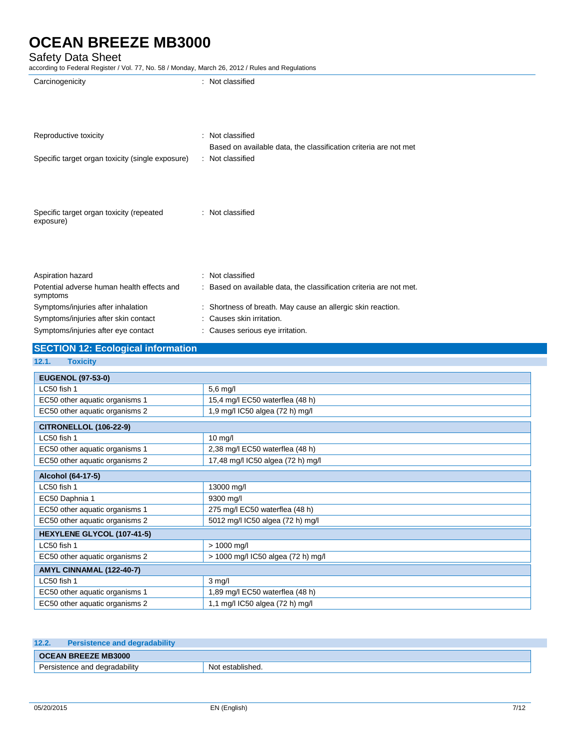Carcinogenicity : Not classified

Reproductive toxicity : Not classified
Based on available data, the classification criteria are not met

Specific target organ toxicity (single exposure) : Not classified

Specific target organ toxicity (repeated exposure) : Not classified

Aspiration hazard : Not classified

Potential adverse human health effects and symptoms : Based on available data, the classification criteria are not met.

Symptoms/injuries after inhalation : Shortness of breath. May cause an allergic skin reaction.

Symptoms/injuries after skin contact : Causes skin irritation.

Symptoms/injuries after eye contact : Causes serious eye irritation.

## SECTION 12: Ecological information

### 12.1. Toxicity

| EUGENOL (97-53-0) | |
|---|---|
| LC50 fish 1 | 5,6 mg/l |
| EC50 other aquatic organisms 1 | 15,4 mg/l EC50 waterflea (48 h) |
| EC50 other aquatic organisms 2 | 1,9 mg/l IC50 algea (72 h) mg/l |

| CITRONELLOL (106-22-9) | |
|---|---|
| LC50 fish 1 | 10 mg/l |
| EC50 other aquatic organisms 1 | 2,38 mg/l EC50 waterflea (48 h) |
| EC50 other aquatic organisms 2 | 17,48 mg/l IC50 algea (72 h) mg/l |

| Alcohol (64-17-5) | |
|---|---|
| LC50 fish 1 | 13000 mg/l |
| EC50 Daphnia 1 | 9300 mg/l |
| EC50 other aquatic organisms 1 | 275 mg/l EC50 waterflea (48 h) |
| EC50 other aquatic organisms 2 | 5012 mg/l IC50 algea (72 h) mg/l |

| HEXYLENE GLYCOL (107-41-5) | |
|---|---|
| LC50 fish 1 | > 1000 mg/l |
| EC50 other aquatic organisms 2 | > 1000 mg/l IC50 algea (72 h) mg/l |

| AMYL CINNAMAL (122-40-7) | |
|---|---|
| LC50 fish 1 | 3 mg/l |
| EC50 other aquatic organisms 1 | 1,89 mg/l EC50 waterflea (48 h) |
| EC50 other aquatic organisms 2 | 1,1 mg/l IC50 algea (72 h) mg/l |

### 12.2. Persistence and degradability

| OCEAN BREEZE MB3000 | |
|---|---|
| Persistence and degradability | Not established. |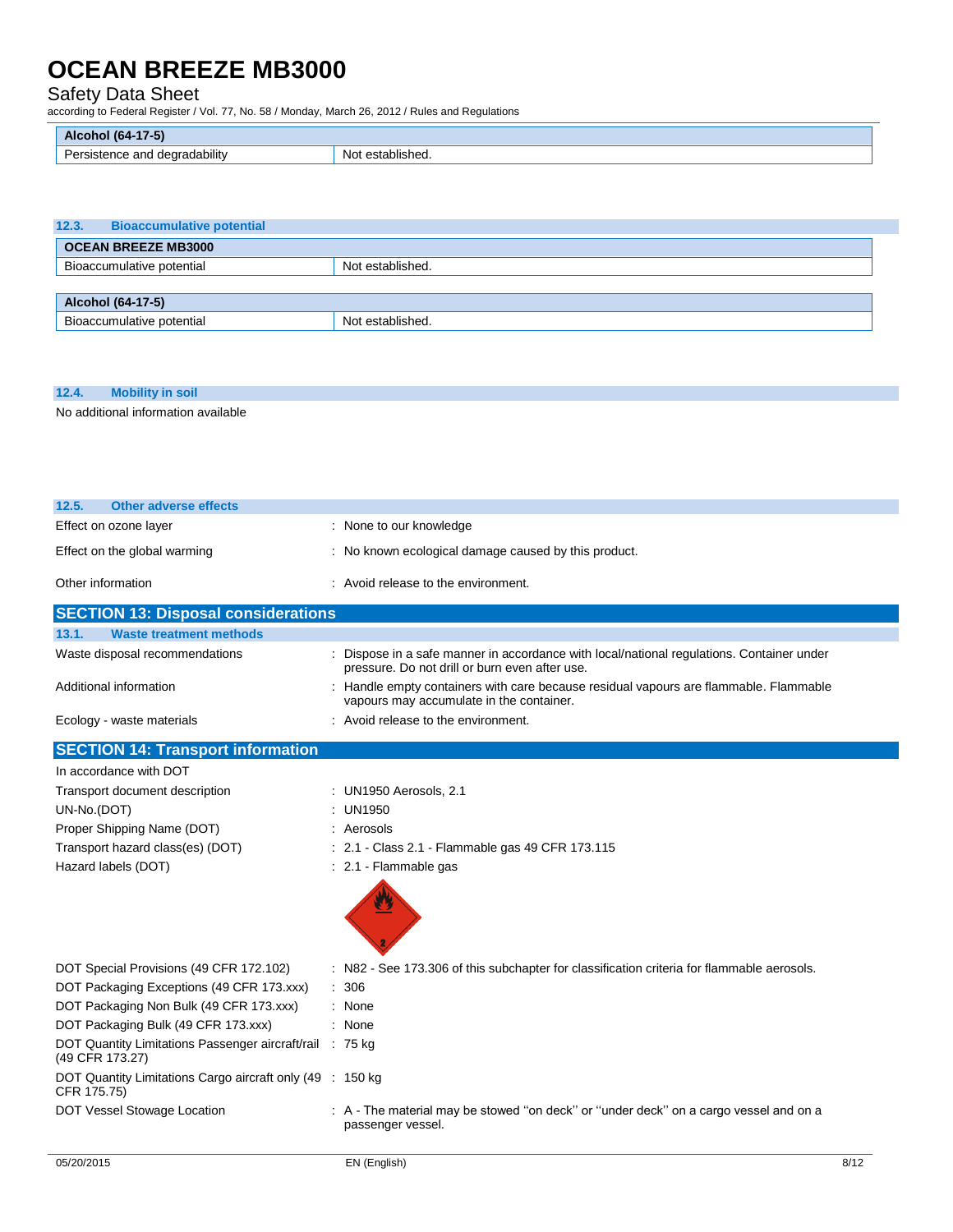| Alcohol (64-17-5) | |
|---|---|
| Persistence and degradability | Not established. |

### 12.3. Bioaccumulative potential

| OCEAN BREEZE MB3000 | |
|---|---|
| Bioaccumulative potential | Not established. |

| Alcohol (64-17-5) | |
|---|---|
| Bioaccumulative potential | Not established. |

### 12.4. Mobility in soil

No additional information available

### 12.5. Other adverse effects

Effect on ozone layer : None to our knowledge

Effect on the global warming : No known ecological damage caused by this product.

Other information : Avoid release to the environment.

## SECTION 13: Disposal considerations

### 13.1. Waste treatment methods

Waste disposal recommendations : Dispose in a safe manner in accordance with local/national regulations. Container under pressure. Do not drill or burn even after use.

Additional information : Handle empty containers with care because residual vapours are flammable. Flammable vapours may accumulate in the container.

Ecology - waste materials : Avoid release to the environment.

## SECTION 14: Transport information

In accordance with DOT

Transport document description : UN1950 Aerosols, 2.1

UN-No.(DOT) : UN1950

Proper Shipping Name (DOT) : Aerosols

Transport hazard class(es) (DOT) : 2.1 - Class 2.1 - Flammable gas 49 CFR 173.115

Hazard labels (DOT) : 2.1 - Flammable gas

DOT Special Provisions (49 CFR 172.102) : N82 - See 173.306 of this subchapter for classification criteria for flammable aerosols.

DOT Packaging Exceptions (49 CFR 173.xxx) : 306

DOT Packaging Non Bulk (49 CFR 173.xxx) : None

DOT Packaging Bulk (49 CFR 173.xxx) : None

DOT Quantity Limitations Passenger aircraft/rail (49 CFR 173.27) : 75 kg

DOT Quantity Limitations Cargo aircraft only (49 CFR 175.75) : 150 kg

DOT Vessel Stowage Location : A - The material may be stowed "on deck" or "under deck" on a cargo vessel and on a passenger vessel.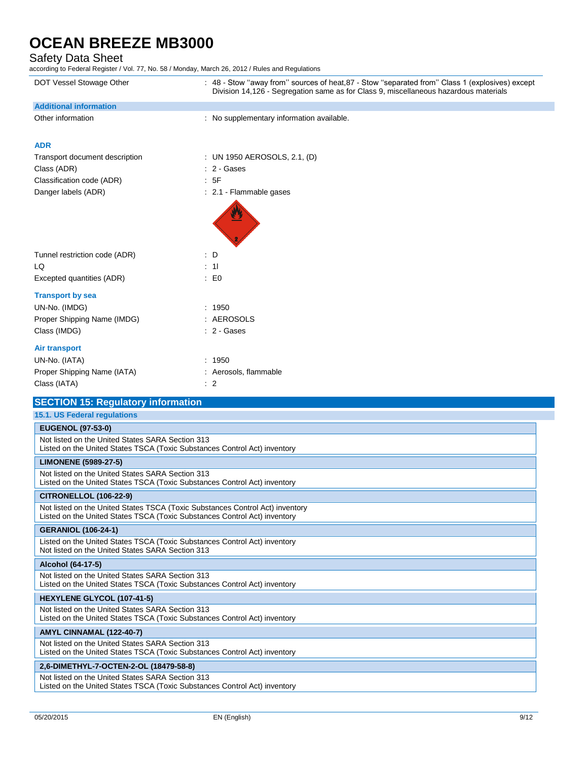DOT Vessel Stowage Other : 48 - Stow "away from" sources of heat,87 - Stow "separated from" Class 1 (explosives) except Division 14,126 - Segregation same as for Class 9, miscellaneous hazardous materials

**Additional information**

Other information : No supplementary information available.

**ADR**

Transport document description : UN 1950 AEROSOLS, 2.1, (D)

Class (ADR) : 2 - Gases

Classification code (ADR) : 5F

Danger labels (ADR) : 2.1 - Flammable gases

Tunnel restriction code (ADR) : D

LQ : 1l

Excepted quantities (ADR) : E0

**Transport by sea**

UN-No. (IMDG) : 1950

Proper Shipping Name (IMDG) : AEROSOLS

Class (IMDG) : 2 - Gases

**Air transport**

UN-No. (IATA) : 1950

Proper Shipping Name (IATA) : Aerosols, flammable

Class (IATA) : 2

## SECTION 15: Regulatory information

### 15.1. US Federal regulations

| **EUGENOL (97-53-0)** |
|---|
| Not listed on the United States SARA Section 313<br>Listed on the United States TSCA (Toxic Substances Control Act) inventory |

| **LIMONENE (5989-27-5)** |
|---|
| Not listed on the United States SARA Section 313<br>Listed on the United States TSCA (Toxic Substances Control Act) inventory |

| **CITRONELLOL (106-22-9)** |
|---|
| Not listed on the United States TSCA (Toxic Substances Control Act) inventory<br>Listed on the United States TSCA (Toxic Substances Control Act) inventory |

| **GERANIOL (106-24-1)** |
|---|
| Listed on the United States TSCA (Toxic Substances Control Act) inventory<br>Not listed on the United States SARA Section 313 |

| **Alcohol (64-17-5)** |
|---|
| Not listed on the United States SARA Section 313<br>Listed on the United States TSCA (Toxic Substances Control Act) inventory |

| **HEXYLENE GLYCOL (107-41-5)** |
|---|
| Not listed on the United States SARA Section 313<br>Listed on the United States TSCA (Toxic Substances Control Act) inventory |

| **AMYL CINNAMAL (122-40-7)** |
|---|
| Not listed on the United States SARA Section 313<br>Listed on the United States TSCA (Toxic Substances Control Act) inventory |

| **2,6-DIMETHYL-7-OCTEN-2-OL (18479-58-8)** |
|---|
| Not listed on the United States SARA Section 313<br>Listed on the United States TSCA (Toxic Substances Control Act) inventory |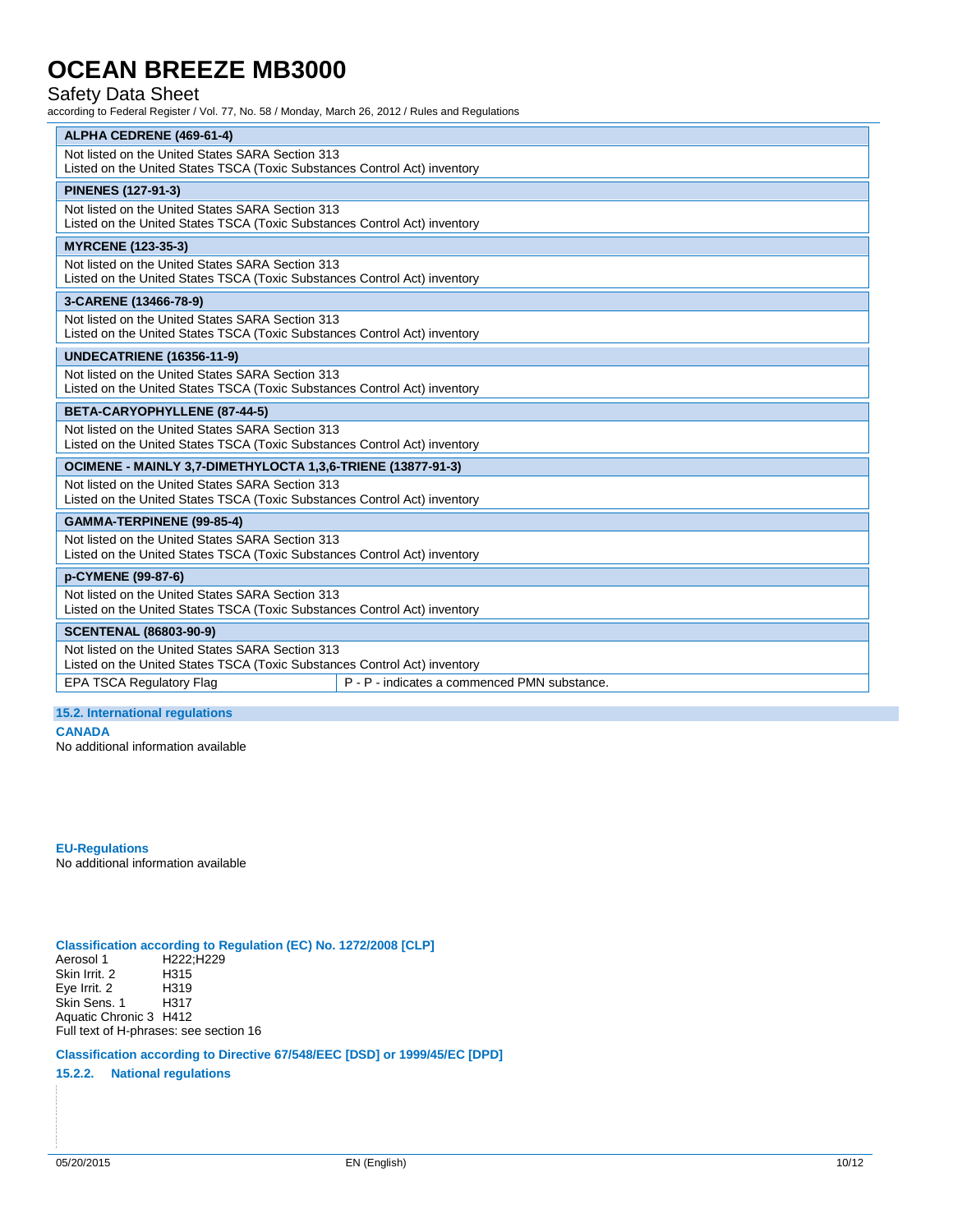| ALPHA CEDRENE (469-61-4) | |
|---|---|
| Not listed on the United States SARA Section 313<br>Listed on the United States TSCA (Toxic Substances Control Act) inventory | |

| PINENES (127-91-3) | |
|---|---|
| Not listed on the United States SARA Section 313<br>Listed on the United States TSCA (Toxic Substances Control Act) inventory | |

| MYRCENE (123-35-3) | |
|---|---|
| Not listed on the United States SARA Section 313<br>Listed on the United States TSCA (Toxic Substances Control Act) inventory | |

| 3-CARENE (13466-78-9) | |
|---|---|
| Not listed on the United States SARA Section 313<br>Listed on the United States TSCA (Toxic Substances Control Act) inventory | |

| UNDECATRIENE (16356-11-9) | |
|---|---|
| Not listed on the United States SARA Section 313<br>Listed on the United States TSCA (Toxic Substances Control Act) inventory | |

| BETA-CARYOPHYLLENE (87-44-5) | |
|---|---|
| Not listed on the United States SARA Section 313<br>Listed on the United States TSCA (Toxic Substances Control Act) inventory | |

| OCIMENE - MAINLY 3,7-DIMETHYLOCTA 1,3,6-TRIENE (13877-91-3) | |
|---|---|
| Not listed on the United States SARA Section 313<br>Listed on the United States TSCA (Toxic Substances Control Act) inventory | |

| GAMMA-TERPINENE (99-85-4) | |
|---|---|
| Not listed on the United States SARA Section 313<br>Listed on the United States TSCA (Toxic Substances Control Act) inventory | |

| p-CYMENE (99-87-6) | |
|---|---|
| Not listed on the United States SARA Section 313<br>Listed on the United States TSCA (Toxic Substances Control Act) inventory | |

| SCENTENAL (86803-90-9) | |
|---|---|
| Not listed on the United States SARA Section 313<br>Listed on the United States TSCA (Toxic Substances Control Act) inventory | |
| EPA TSCA Regulatory Flag | P - P - indicates a commenced PMN substance. |

### 15.2. International regulations

**CANADA**

No additional information available

**EU-Regulations**

No additional information available

**Classification according to Regulation (EC) No. 1272/2008 [CLP]**

Aerosol 1 H222;H229
Skin Irrit. 2 H315
Eye Irrit. 2 H319
Skin Sens. 1 H317
Aquatic Chronic 3 H412
Full text of H-phrases: see section 16

**Classification according to Directive 67/548/EEC [DSD] or 1999/45/EC [DPD]**

#### 15.2.2. National regulations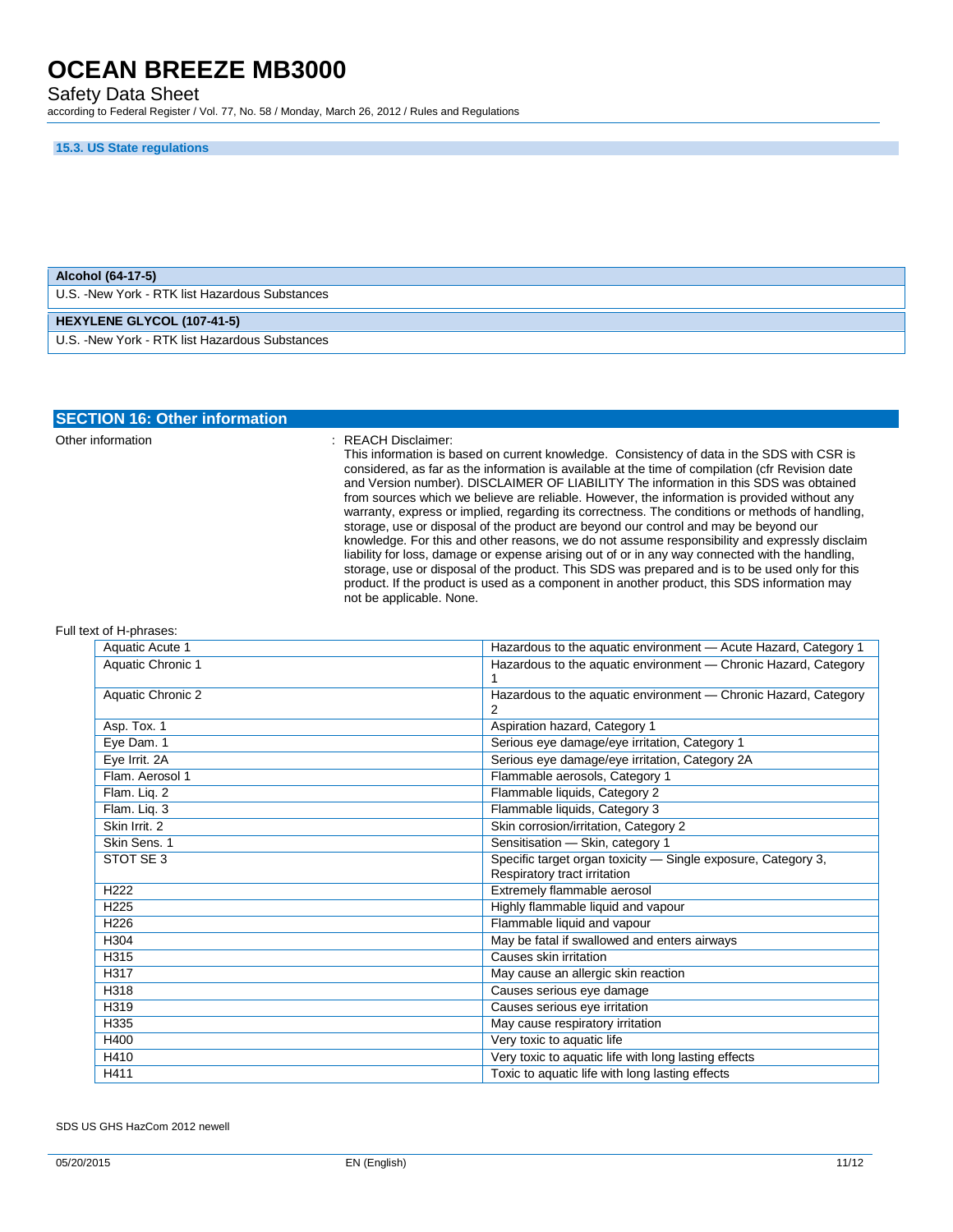### 15.3. US State regulations

| Alcohol (64-17-5) |
|---|
| U.S. -New York - RTK list Hazardous Substances |

| HEXYLENE GLYCOL (107-41-5) |
|---|
| U.S. -New York - RTK list Hazardous Substances |

## SECTION 16: Other information

Other information : REACH Disclaimer:
This information is based on current knowledge. Consistency of data in the SDS with CSR is considered, as far as the information is available at the time of compilation (cfr Revision date and Version number). DISCLAIMER OF LIABILITY The information in this SDS was obtained from sources which we believe are reliable. However, the information is provided without any warranty, express or implied, regarding its correctness. The conditions or methods of handling, storage, use or disposal of the product are beyond our control and may be beyond our knowledge. For this and other reasons, we do not assume responsibility and expressly disclaim liability for loss, damage or expense arising out of or in any way connected with the handling, storage, use or disposal of the product. This SDS was prepared and is to be used only for this product. If the product is used as a component in another product, this SDS information may not be applicable. None.

Full text of H-phrases:

| | |
|---|---|
| Aquatic Acute 1 | Hazardous to the aquatic environment — Acute Hazard, Category 1 |
| Aquatic Chronic 1 | Hazardous to the aquatic environment — Chronic Hazard, Category 1 |
| Aquatic Chronic 2 | Hazardous to the aquatic environment — Chronic Hazard, Category 2 |
| Asp. Tox. 1 | Aspiration hazard, Category 1 |
| Eye Dam. 1 | Serious eye damage/eye irritation, Category 1 |
| Eye Irrit. 2A | Serious eye damage/eye irritation, Category 2A |
| Flam. Aerosol 1 | Flammable aerosols, Category 1 |
| Flam. Liq. 2 | Flammable liquids, Category 2 |
| Flam. Liq. 3 | Flammable liquids, Category 3 |
| Skin Irrit. 2 | Skin corrosion/irritation, Category 2 |
| Skin Sens. 1 | Sensitisation — Skin, category 1 |
| STOT SE 3 | Specific target organ toxicity — Single exposure, Category 3, Respiratory tract irritation |
| H222 | Extremely flammable aerosol |
| H225 | Highly flammable liquid and vapour |
| H226 | Flammable liquid and vapour |
| H304 | May be fatal if swallowed and enters airways |
| H315 | Causes skin irritation |
| H317 | May cause an allergic skin reaction |
| H318 | Causes serious eye damage |
| H319 | Causes serious eye irritation |
| H335 | May cause respiratory irritation |
| H400 | Very toxic to aquatic life |
| H410 | Very toxic to aquatic life with long lasting effects |
| H411 | Toxic to aquatic life with long lasting effects |

SDS US GHS HazCom 2012 newell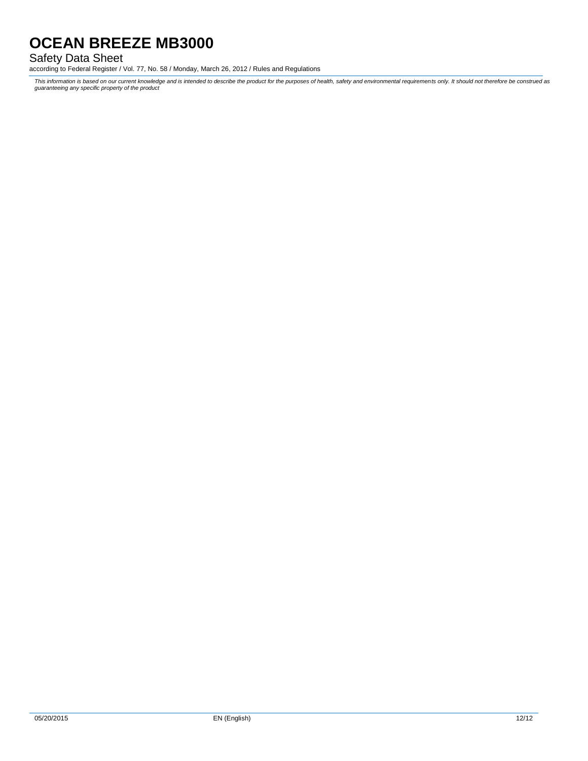*This information is based on our current knowledge and is intended to describe the product for the purposes of health, safety and environmental requirements only. It should not therefore be construed as guaranteeing any specific property of the product*